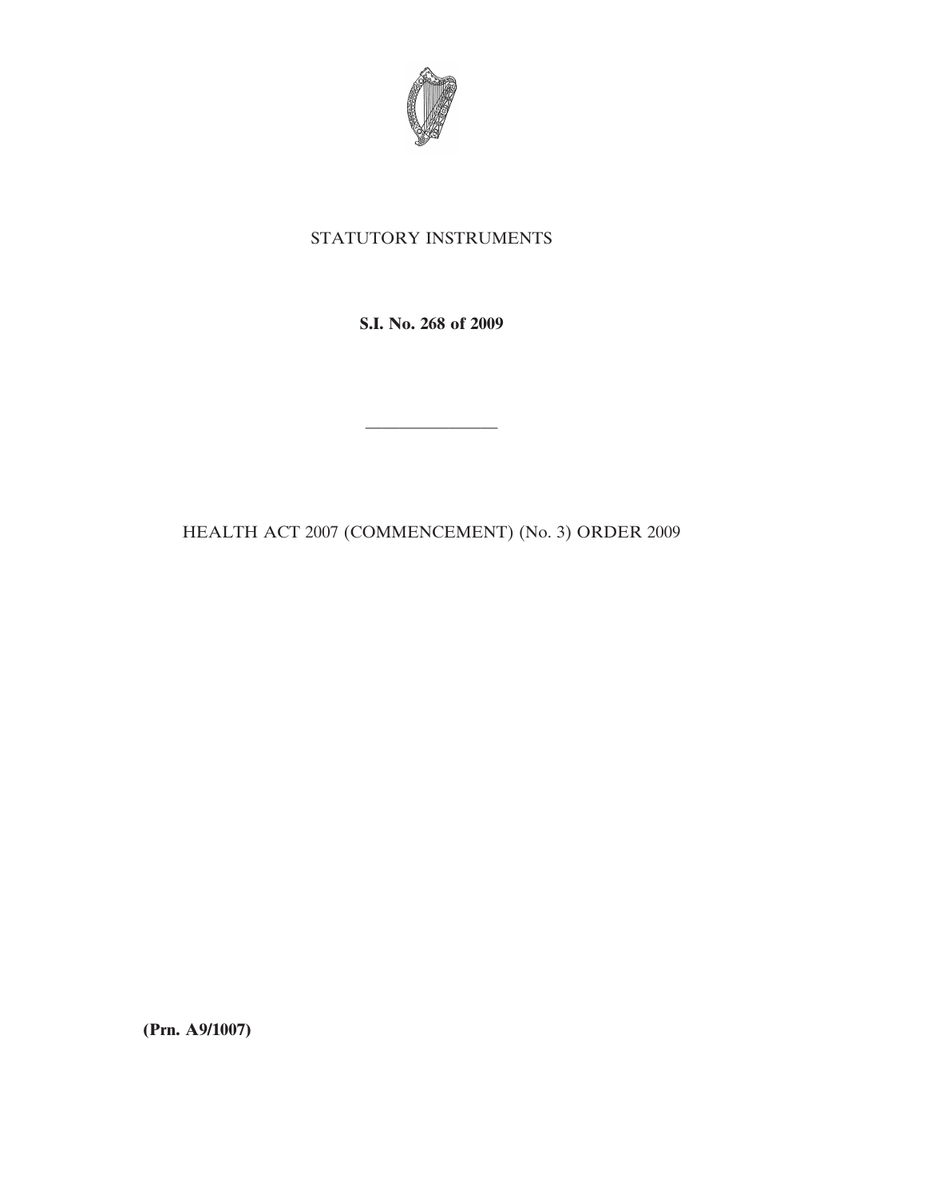STATUTORY INSTRUMENTS

**S.I. No. 268 of 2009**

---

HEALTH ACT 2007 (COMMENCEMENT) (No. 3) ORDER 2009

**(Prn. A9/1007)**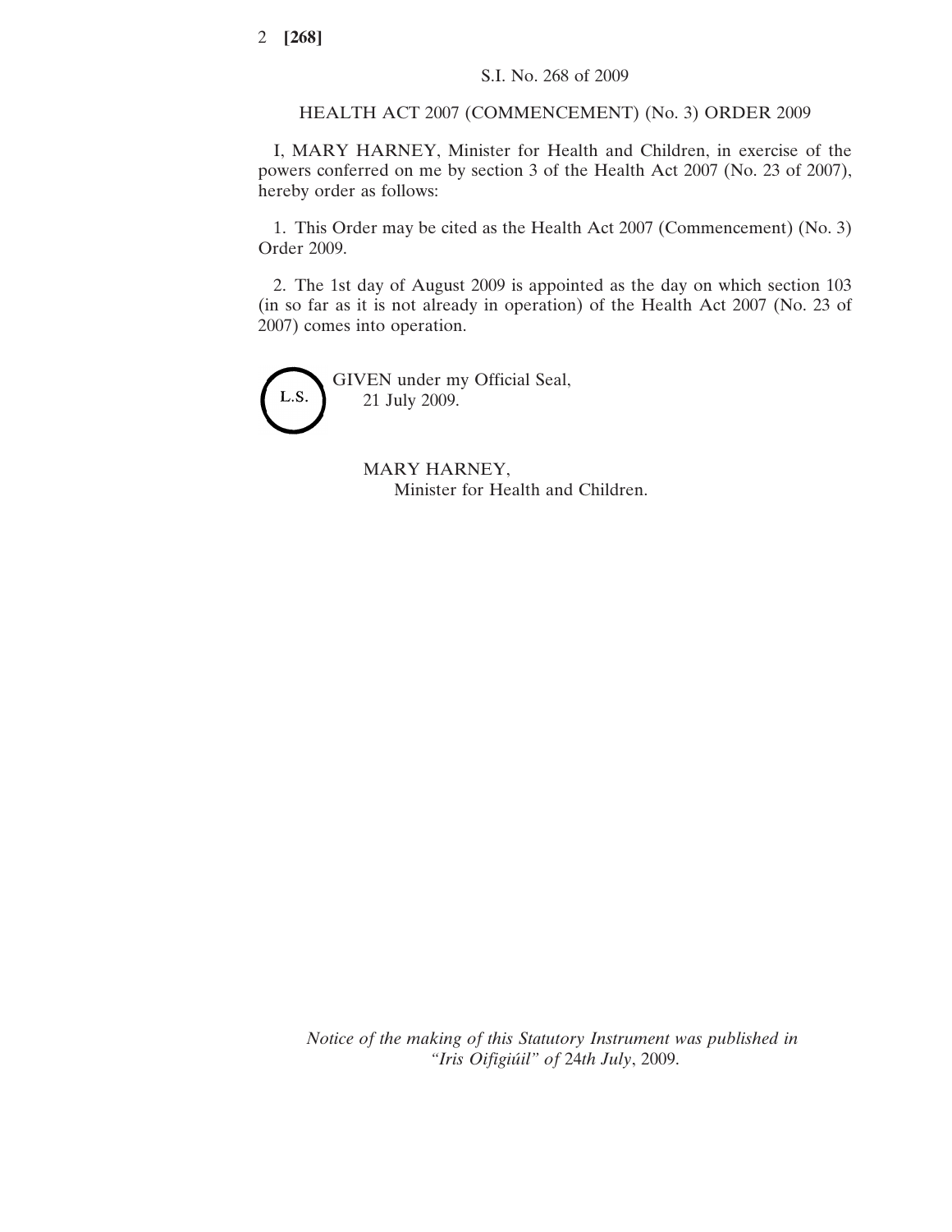S.I. No. 268 of 2009

HEALTH ACT 2007 (COMMENCEMENT) (No. 3) ORDER 2009

I, MARY HARNEY, Minister for Health and Children, in exercise of the powers conferred on me by section 3 of the Health Act 2007 (No. 23 of 2007), hereby order as follows:

1. This Order may be cited as the Health Act 2007 (Commencement) (No. 3) Order 2009.

2. The 1st day of August 2009 is appointed as the day on which section 103 (in so far as it is not already in operation) of the Health Act 2007 (No. 23 of 2007) comes into operation.

L.S.

GIVEN under my Official Seal,
21 July 2009.

MARY HARNEY,
Minister for Health and Children.

*Notice of the making of this Statutory Instrument was published in "Iris Oifigiúil" of* 24*th July*, 2009.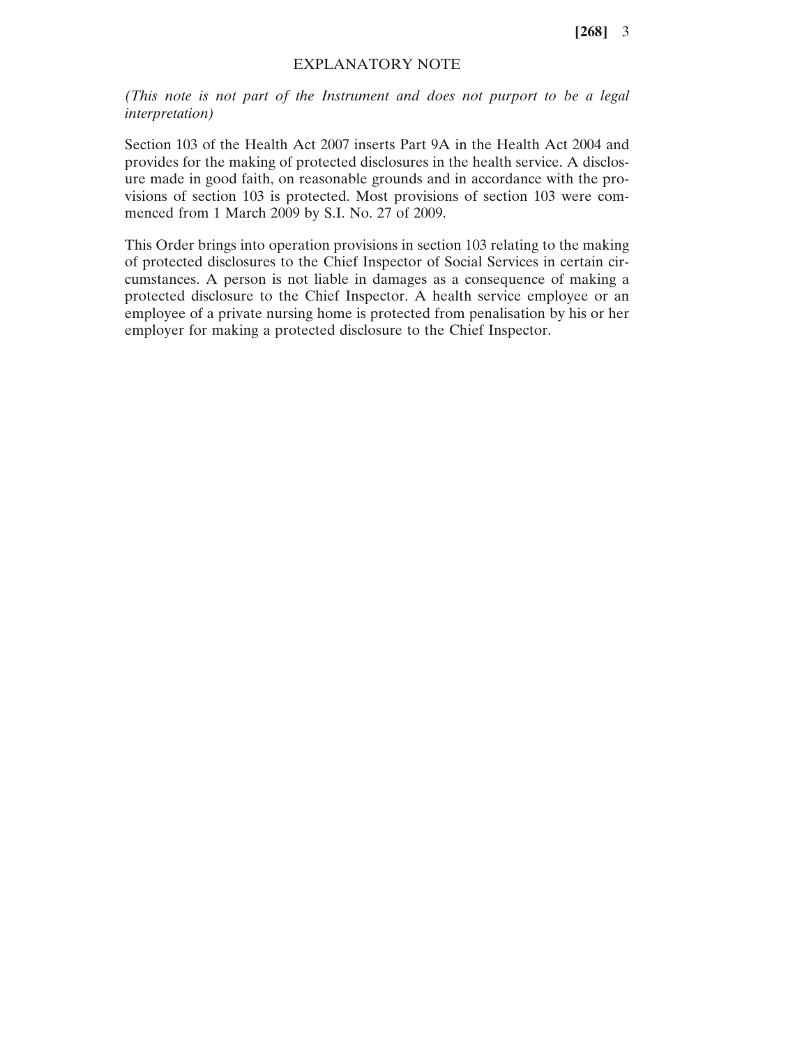## EXPLANATORY NOTE

*(This note is not part of the Instrument and does not purport to be a legal interpretation)*

Section 103 of the Health Act 2007 inserts Part 9A in the Health Act 2004 and provides for the making of protected disclosures in the health service. A disclosure made in good faith, on reasonable grounds and in accordance with the provisions of section 103 is protected. Most provisions of section 103 were commenced from 1 March 2009 by S.I. No. 27 of 2009.

This Order brings into operation provisions in section 103 relating to the making of protected disclosures to the Chief Inspector of Social Services in certain circumstances. A person is not liable in damages as a consequence of making a protected disclosure to the Chief Inspector. A health service employee or an employee of a private nursing home is protected from penalisation by his or her employer for making a protected disclosure to the Chief Inspector.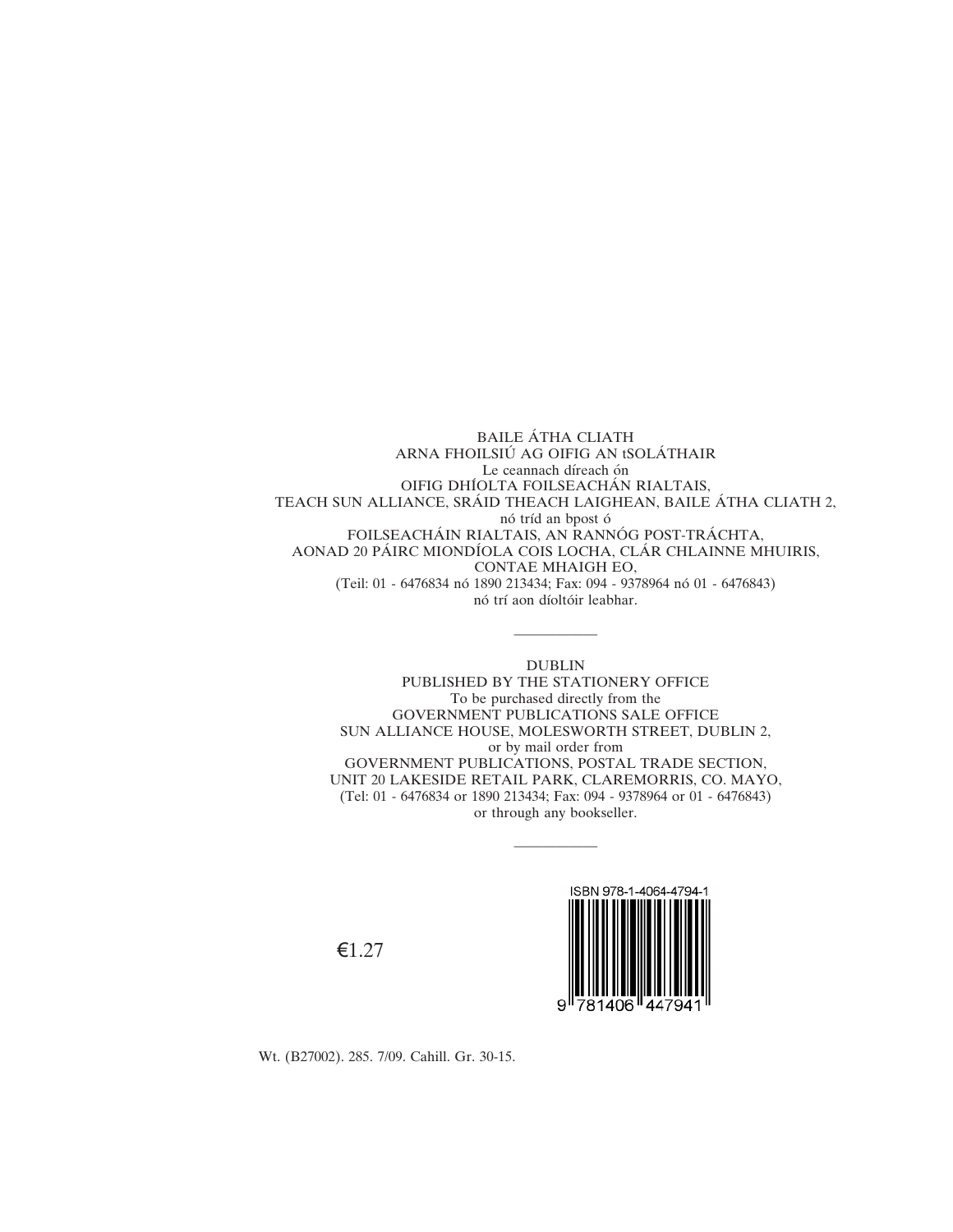BAILE ÁTHA CLIATH
ARNA FHOILSIÚ AG OIFIG AN tSOLÁTHAIR
Le ceannach díreach ón
OIFIG DHÍOLTA FOILSEACHÁN RIALTAIS,
TEACH SUN ALLIANCE, SRÁID THEACH LAIGHEAN, BAILE ÁTHA CLIATH 2,
nó tríd an bpost ó
FOILSEACHÁIN RIALTAIS, AN RANNÓG POST-TRÁCHTA,
AONAD 20 PÁIRC MIONDÍOLA COIS LOCHA, CLÁR CHLAINNE MHUIRIS,
CONTAE MHAIGH EO,
(Teil: 01 - 6476834 nó 1890 213434; Fax: 094 - 9378964 nó 01 - 6476843)
nó trí aon díoltóir leabhar.

---

DUBLIN
PUBLISHED BY THE STATIONERY OFFICE
To be purchased directly from the
GOVERNMENT PUBLICATIONS SALE OFFICE
SUN ALLIANCE HOUSE, MOLESWORTH STREET, DUBLIN 2,
or by mail order from
GOVERNMENT PUBLICATIONS, POSTAL TRADE SECTION,
UNIT 20 LAKESIDE RETAIL PARK, CLAREMORRIS, CO. MAYO,
(Tel: 01 - 6476834 or 1890 213434; Fax: 094 - 9378964 or 01 - 6476843)
or through any bookseller.

---

ISBN 978-1-4064-4794-1

9 781406 447941

€1.27

Wt. (B27002). 285. 7/09. Cahill. Gr. 30-15.